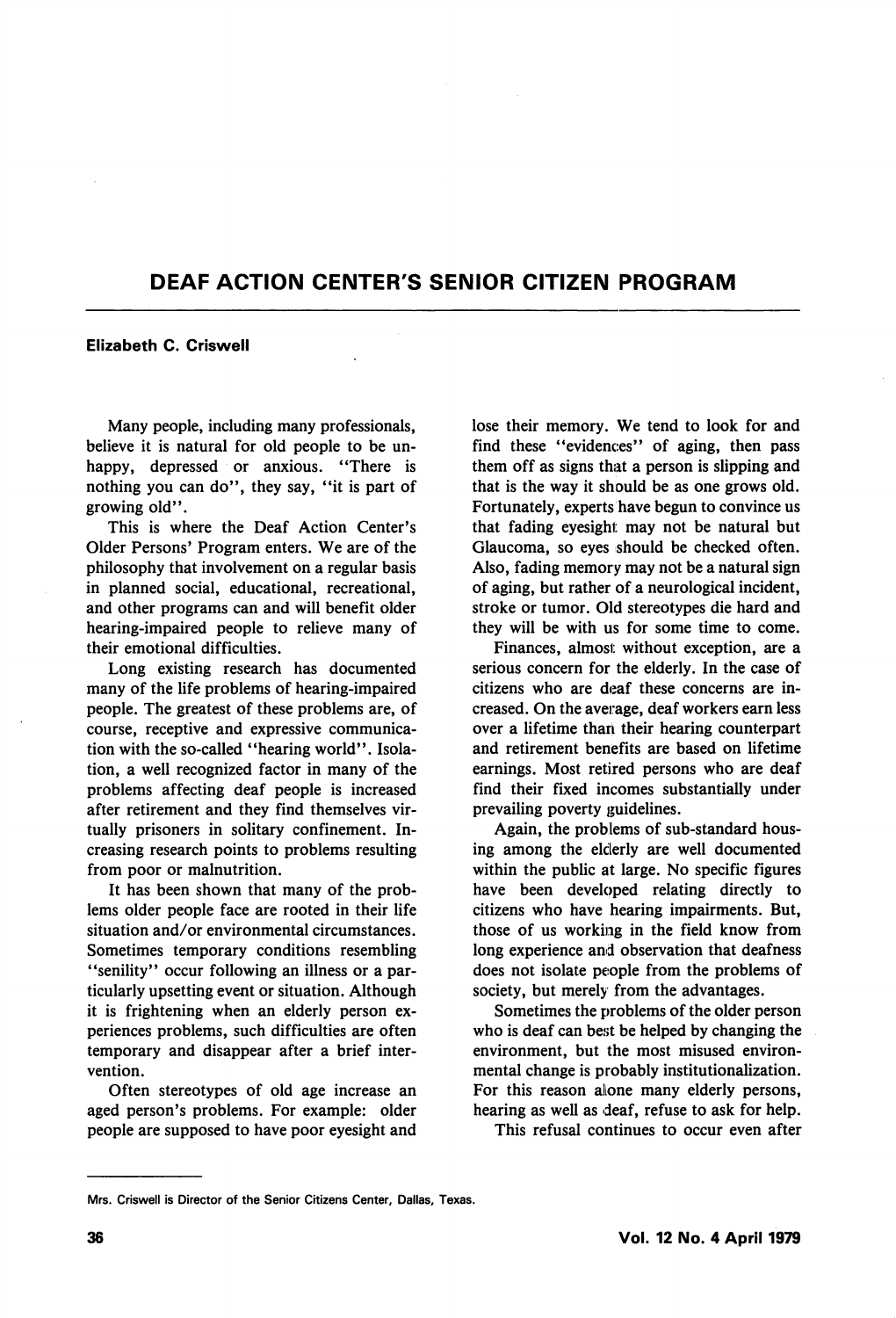# DEAF ACTION CENTER'S SENIOR CITIZEN PROGRAM

**Elizabeth C. Criswell**

Many people, including many professionals, believe it is natural for old people to be unhappy, depressed or anxious. "There is nothing you can do", they say, "it is part of growing old".

This is where the Deaf Action Center's Older Persons' Program enters. We are of the philosophy that involvement on a regular basis in planned social, educational, recreational, and other programs can and will benefit older hearing-impaired people to relieve many of their emotional difficulties.

Long existing research has documented many of the life problems of hearing-impaired people. The greatest of these problems are, of course, receptive and expressive communication with the so-called "hearing world". Isolation, a well recognized factor in many of the problems affecting deaf people is increased after retirement and they find themselves virtually prisoners in solitary confinement. Increasing research points to problems resulting from poor or malnutrition.

It has been shown that many of the problems older people face are rooted in their life situation and/or environmental circumstances. Sometimes temporary conditions resembling "senility" occur following an illness or a particularly upsetting event or situation. Although it is frightening when an elderly person experiences problems, such difficulties are often temporary and disappear after a brief intervention.

Often stereotypes of old age increase an aged person's problems. For example: older people are supposed to have poor eyesight and lose their memory. We tend to look for and find these "evidences" of aging, then pass them off as signs that a person is slipping and that is the way it should be as one grows old. Fortunately, experts have begun to convince us that fading eyesight may not be natural but Glaucoma, so eyes should be checked often. Also, fading memory may not be a natural sign of aging, but rather of a neurological incident, stroke or tumor. Old stereotypes die hard and they will be with us for some time to come.

Finances, almost without exception, are a serious concern for the elderly. In the case of citizens who are deaf these concerns are increased. On the average, deaf workers earn less over a lifetime than their hearing counterpart and retirement benefits are based on lifetime earnings. Most retired persons who are deaf find their fixed incomes substantially under prevailing poverty guidelines.

Again, the problems of sub-standard housing among the elderly are well documented within the public at large. No specific figures have been developed relating directly to citizens who have hearing impairments. But, those of us working in the field know from long experience and observation that deafness does not isolate people from the problems of society, but merely from the advantages.

Sometimes the problems of the older person who is deaf can best be helped by changing the environment, but the most misused environmental change is probably institutionalization. For this reason alone many elderly persons, hearing as well as deaf, refuse to ask for help.

This refusal continues to occur even after

---

Mrs. Criswell is Director of the Senior Citizens Center, Dallas, Texas.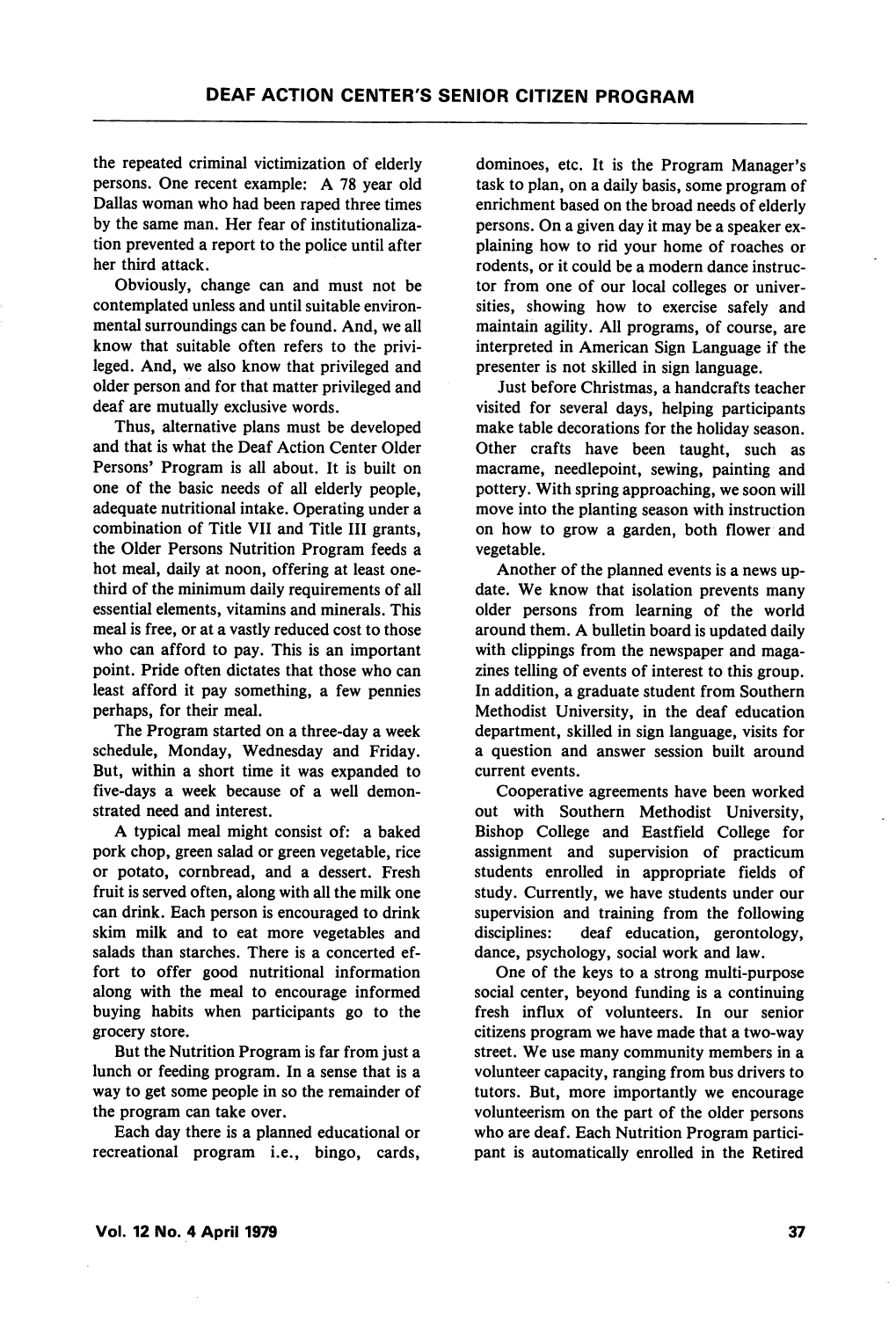the repeated criminal victimization of elderly persons. One recent example: A 78 year old Dallas woman who had been raped three times by the same man. Her fear of institutionalization prevented a report to the police until after her third attack.

Obviously, change can and must not be contemplated unless and until suitable environmental surroundings can be found. And, we all know that suitable often refers to the privileged. And, we also know that privileged and older person and for that matter privileged and deaf are mutually exclusive words.

Thus, alternative plans must be developed and that is what the Deaf Action Center Older Persons' Program is all about. It is built on one of the basic needs of all elderly people, adequate nutritional intake. Operating under a combination of Title VII and Title III grants, the Older Persons Nutrition Program feeds a hot meal, daily at noon, offering at least one-third of the minimum daily requirements of all essential elements, vitamins and minerals. This meal is free, or at a vastly reduced cost to those who can afford to pay. This is an important point. Pride often dictates that those who can least afford it pay something, a few pennies perhaps, for their meal.

The Program started on a three-day a week schedule, Monday, Wednesday and Friday. But, within a short time it was expanded to five-days a week because of a well demonstrated need and interest.

A typical meal might consist of: a baked pork chop, green salad or green vegetable, rice or potato, cornbread, and a dessert. Fresh fruit is served often, along with all the milk one can drink. Each person is encouraged to drink skim milk and to eat more vegetables and salads than starches. There is a concerted effort to offer good nutritional information along with the meal to encourage informed buying habits when participants go to the grocery store.

But the Nutrition Program is far from just a lunch or feeding program. In a sense that is a way to get some people in so the remainder of the program can take over.

Each day there is a planned educational or recreational program i.e., bingo, cards, dominoes, etc. It is the Program Manager's task to plan, on a daily basis, some program of enrichment based on the broad needs of elderly persons. On a given day it may be a speaker explaining how to rid your home of roaches or rodents, or it could be a modern dance instructor from one of our local colleges or universities, showing how to exercise safely and maintain agility. All programs, of course, are interpreted in American Sign Language if the presenter is not skilled in sign language.

Just before Christmas, a handcrafts teacher visited for several days, helping participants make table decorations for the holiday season. Other crafts have been taught, such as macrame, needlepoint, sewing, painting and pottery. With spring approaching, we soon will move into the planting season with instruction on how to grow a garden, both flower and vegetable.

Another of the planned events is a news update. We know that isolation prevents many older persons from learning of the world around them. A bulletin board is updated daily with clippings from the newspaper and magazines telling of events of interest to this group. In addition, a graduate student from Southern Methodist University, in the deaf education department, skilled in sign language, visits for a question and answer session built around current events.

Cooperative agreements have been worked out with Southern Methodist University, Bishop College and Eastfield College for assignment and supervision of practicum students enrolled in appropriate fields of study. Currently, we have students under our supervision and training from the following disciplines: deaf education, gerontology, dance, psychology, social work and law.

One of the keys to a strong multi-purpose social center, beyond funding is a continuing fresh influx of volunteers. In our senior citizens program we have made that a two-way street. We use many community members in a volunteer capacity, ranging from bus drivers to tutors. But, more importantly we encourage volunteerism on the part of the older persons who are deaf. Each Nutrition Program participant is automatically enrolled in the Retired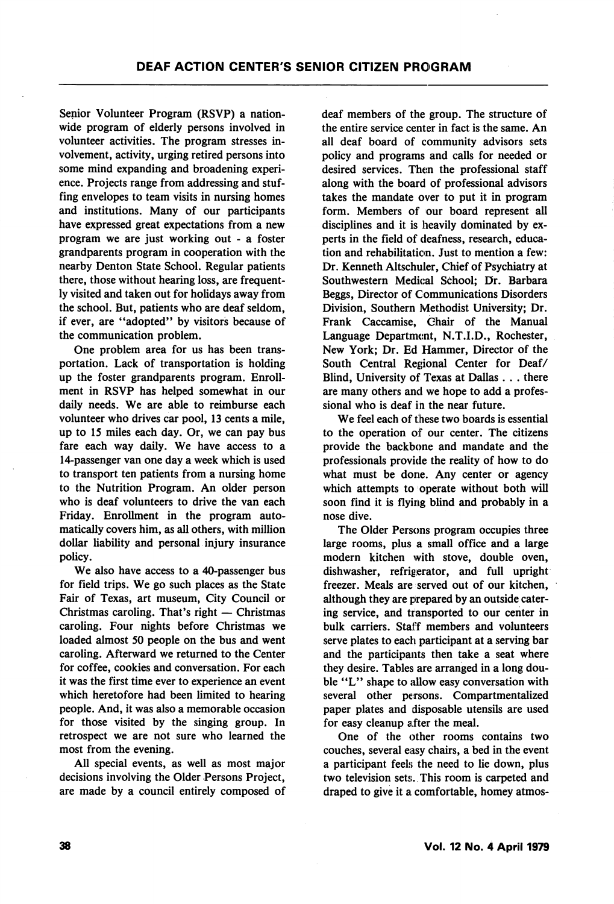Senior Volunteer Program (RSVP) a nationwide program of elderly persons involved in volunteer activities. The program stresses involvement, activity, urging retired persons into some mind expanding and broadening experience. Projects range from addressing and stuffing envelopes to team visits in nursing homes and institutions. Many of our participants have expressed great expectations from a new program we are just working out - a foster grandparents program in cooperation with the nearby Denton State School. Regular patients there, those without hearing loss, are frequently visited and taken out for holidays away from the school. But, patients who are deaf seldom, if ever, are "adopted" by visitors because of the communication problem.

One problem area for us has been transportation. Lack of transportation is holding up the foster grandparents program. Enrollment in RSVP has helped somewhat in our daily needs. We are able to reimburse each volunteer who drives car pool, 13 cents a mile, up to 15 miles each day. Or, we can pay bus fare each way daily. We have access to a 14-passenger van one day a week which is used to transport ten patients from a nursing home to the Nutrition Program. An older person who is deaf volunteers to drive the van each Friday. Enrollment in the program automatically covers him, as all others, with million dollar liability and personal injury insurance policy.

We also have access to a 40-passenger bus for field trips. We go such places as the State Fair of Texas, art museum, City Council or Christmas caroling. That's right — Christmas caroling. Four nights before Christmas we loaded almost 50 people on the bus and went caroling. Afterward we returned to the Center for coffee, cookies and conversation. For each it was the first time ever to experience an event which heretofore had been limited to hearing people. And, it was also a memorable occasion for those visited by the singing group. In retrospect we are not sure who learned the most from the evening.

All special events, as well as most major decisions involving the Older Persons Project, are made by a council entirely composed of deaf members of the group. The structure of the entire service center in fact is the same. An all deaf board of community advisors sets policy and programs and calls for needed or desired services. Then the professional staff along with the board of professional advisors takes the mandate over to put it in program form. Members of our board represent all disciplines and it is heavily dominated by experts in the field of deafness, research, education and rehabilitation. Just to mention a few: Dr. Kenneth Altschuler, Chief of Psychiatry at Southwestern Medical School; Dr. Barbara Beggs, Director of Communications Disorders Division, Southern Methodist University; Dr. Frank Caccamise, Chair of the Manual Language Department, N.T.I.D., Rochester, New York; Dr. Ed Hammer, Director of the South Central Regional Center for Deaf/Blind, University of Texas at Dallas . . . there are many others and we hope to add a professional who is deaf in the near future.

We feel each of these two boards is essential to the operation of our center. The citizens provide the backbone and mandate and the professionals provide the reality of how to do what must be done. Any center or agency which attempts to operate without both will soon find it is flying blind and probably in a nose dive.

The Older Persons program occupies three large rooms, plus a small office and a large modern kitchen with stove, double oven, dishwasher, refrigerator, and full upright freezer. Meals are served out of our kitchen, although they are prepared by an outside catering service, and transported to our center in bulk carriers. Staff members and volunteers serve plates to each participant at a serving bar and the participants then take a seat where they desire. Tables are arranged in a long double "L" shape to allow easy conversation with several other persons. Compartmentalized paper plates and disposable utensils are used for easy cleanup after the meal.

One of the other rooms contains two couches, several easy chairs, a bed in the event a participant feels the need to lie down, plus two television sets. This room is carpeted and draped to give it a comfortable, homey atmos-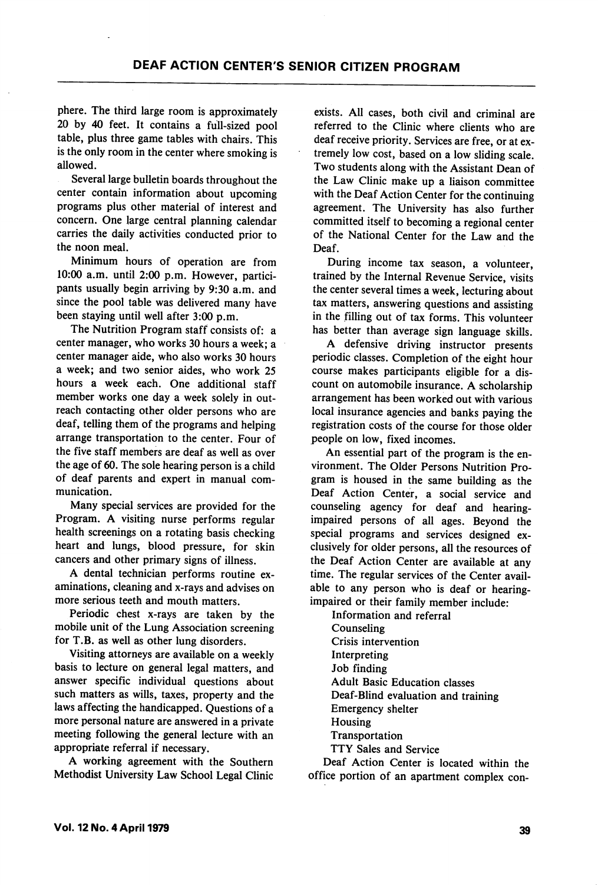phere. The third large room is approximately 20 by 40 feet. It contains a full-sized pool table, plus three game tables with chairs. This is the only room in the center where smoking is allowed.

Several large bulletin boards throughout the center contain information about upcoming programs plus other material of interest and concern. One large central planning calendar carries the daily activities conducted prior to the noon meal.

Minimum hours of operation are from 10:00 a.m. until 2:00 p.m. However, participants usually begin arriving by 9:30 a.m. and since the pool table was delivered many have been staying until well after 3:00 p.m.

The Nutrition Program staff consists of: a center manager, who works 30 hours a week; a center manager aide, who also works 30 hours a week; and two senior aides, who work 25 hours a week each. One additional staff member works one day a week solely in outreach contacting other older persons who are deaf, telling them of the programs and helping arrange transportation to the center. Four of the five staff members are deaf as well as over the age of 60. The sole hearing person is a child of deaf parents and expert in manual communication.

Many special services are provided for the Program. A visiting nurse performs regular health screenings on a rotating basis checking heart and lungs, blood pressure, for skin cancers and other primary signs of illness.

A dental technician performs routine examinations, cleaning and x-rays and advises on more serious teeth and mouth matters.

Periodic chest x-rays are taken by the mobile unit of the Lung Association screening for T.B. as well as other lung disorders.

Visiting attorneys are available on a weekly basis to lecture on general legal matters, and answer specific individual questions about such matters as wills, taxes, property and the laws affecting the handicapped. Questions of a more personal nature are answered in a private meeting following the general lecture with an appropriate referral if necessary.

A working agreement with the Southern Methodist University Law School Legal Clinic exists. All cases, both civil and criminal are referred to the Clinic where clients who are deaf receive priority. Services are free, or at extremely low cost, based on a low sliding scale. Two students along with the Assistant Dean of the Law Clinic make up a liaison committee with the Deaf Action Center for the continuing agreement. The University has also further committed itself to becoming a regional center of the National Center for the Law and the Deaf.

During income tax season, a volunteer, trained by the Internal Revenue Service, visits the center several times a week, lecturing about tax matters, answering questions and assisting in the filling out of tax forms. This volunteer has better than average sign language skills.

A defensive driving instructor presents periodic classes. Completion of the eight hour course makes participants eligible for a discount on automobile insurance. A scholarship arrangement has been worked out with various local insurance agencies and banks paying the registration costs of the course for those older people on low, fixed incomes.

An essential part of the program is the environment. The Older Persons Nutrition Program is housed in the same building as the Deaf Action Center, a social service and counseling agency for deaf and hearing-impaired persons of all ages. Beyond the special programs and services designed exclusively for older persons, all the resources of the Deaf Action Center are available at any time. The regular services of the Center available to any person who is deaf or hearing-impaired or their family member include:

- Information and referral
- Counseling
- Crisis intervention
- Interpreting
- Job finding
- Adult Basic Education classes
- Deaf-Blind evaluation and training
- Emergency shelter
- Housing
- Transportation
- TTY Sales and Service

Deaf Action Center is located within the office portion of an apartment complex con-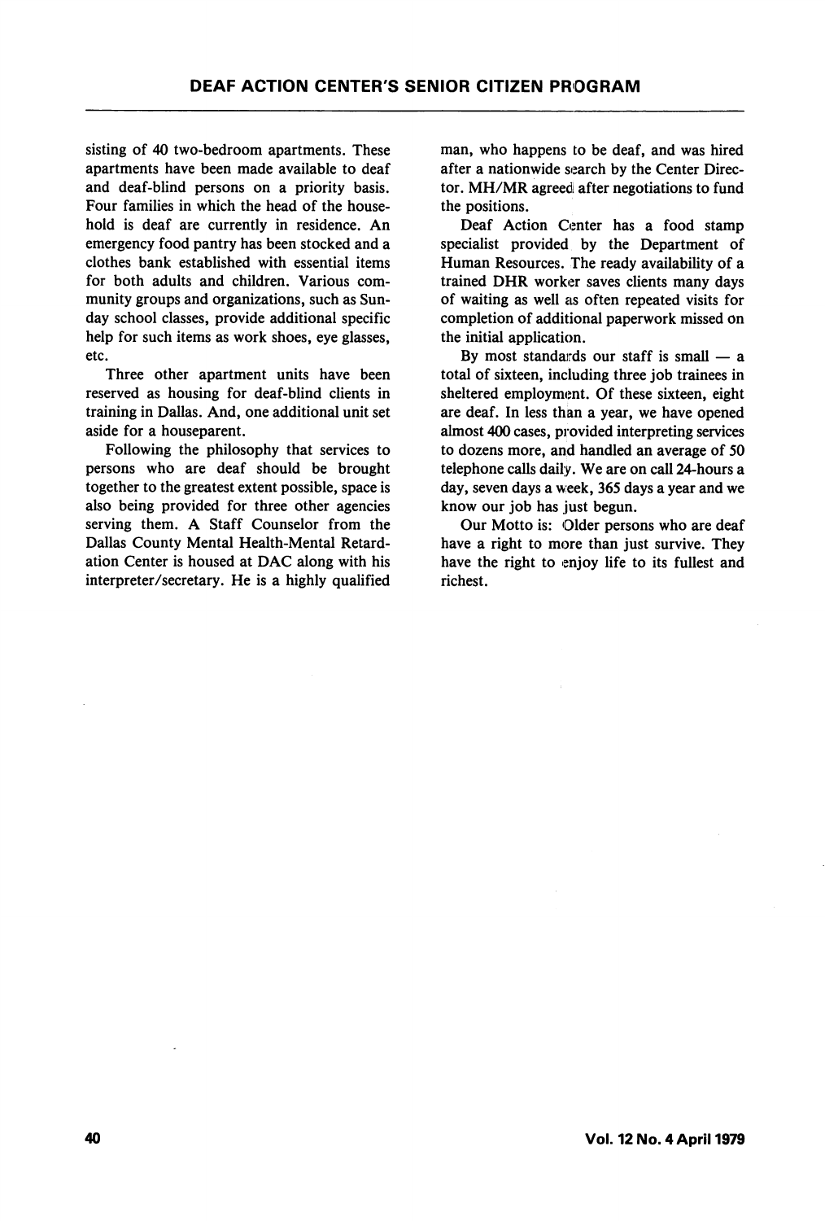sisting of 40 two-bedroom apartments. These apartments have been made available to deaf and deaf-blind persons on a priority basis. Four families in which the head of the household is deaf are currently in residence. An emergency food pantry has been stocked and a clothes bank established with essential items for both adults and children. Various community groups and organizations, such as Sunday school classes, provide additional specific help for such items as work shoes, eye glasses, etc.

Three other apartment units have been reserved as housing for deaf-blind clients in training in Dallas. And, one additional unit set aside for a houseparent.

Following the philosophy that services to persons who are deaf should be brought together to the greatest extent possible, space is also being provided for three other agencies serving them. A Staff Counselor from the Dallas County Mental Health-Mental Retardation Center is housed at DAC along with his interpreter/secretary. He is a highly qualified man, who happens to be deaf, and was hired after a nationwide search by the Center Director. MH/MR agreed after negotiations to fund the positions.

Deaf Action Center has a food stamp specialist provided by the Department of Human Resources. The ready availability of a trained DHR worker saves clients many days of waiting as well as often repeated visits for completion of additional paperwork missed on the initial application.

By most standards our staff is small — a total of sixteen, including three job trainees in sheltered employment. Of these sixteen, eight are deaf. In less than a year, we have opened almost 400 cases, provided interpreting services to dozens more, and handled an average of 50 telephone calls daily. We are on call 24-hours a day, seven days a week, 365 days a year and we know our job has just begun.

Our Motto is: Older persons who are deaf have a right to more than just survive. They have the right to enjoy life to its fullest and richest.